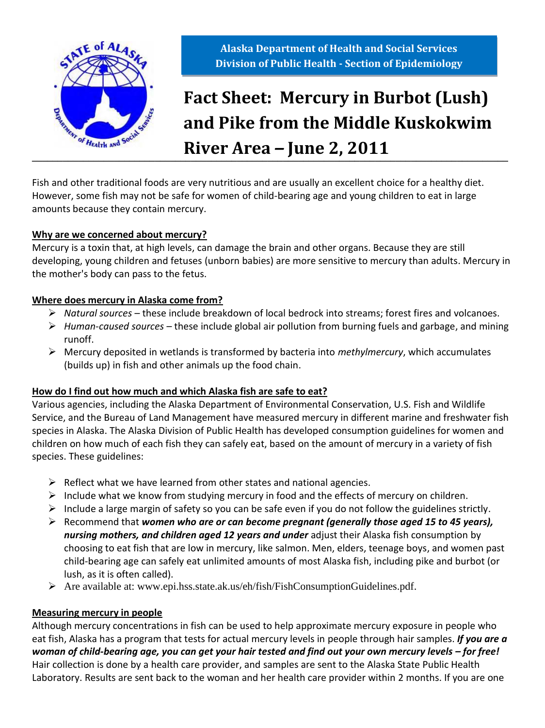**Alaska Department of Health and Social Services**
**Division of Public Health - Section of Epidemiology**

# Fact Sheet: Mercury in Burbot (Lush) and Pike from the Middle Kuskokwim River Area – June 2, 2011

Fish and other traditional foods are very nutritious and are usually an excellent choice for a healthy diet. However, some fish may not be safe for women of child-bearing age and young children to eat in large amounts because they contain mercury.

## Why are we concerned about mercury?

Mercury is a toxin that, at high levels, can damage the brain and other organs. Because they are still developing, young children and fetuses (unborn babies) are more sensitive to mercury than adults. Mercury in the mother's body can pass to the fetus.

## Where does mercury in Alaska come from?

- *Natural sources* – these include breakdown of local bedrock into streams; forest fires and volcanoes.
- *Human-caused sources* – these include global air pollution from burning fuels and garbage, and mining runoff.
- Mercury deposited in wetlands is transformed by bacteria into *methylmercury*, which accumulates (builds up) in fish and other animals up the food chain.

## How do I find out how much and which Alaska fish are safe to eat?

Various agencies, including the Alaska Department of Environmental Conservation, U.S. Fish and Wildlife Service, and the Bureau of Land Management have measured mercury in different marine and freshwater fish species in Alaska. The Alaska Division of Public Health has developed consumption guidelines for women and children on how much of each fish they can safely eat, based on the amount of mercury in a variety of fish species. These guidelines:

- Reflect what we have learned from other states and national agencies.
- Include what we know from studying mercury in food and the effects of mercury on children.
- Include a large margin of safety so you can be safe even if you do not follow the guidelines strictly.
- Recommend that ***women who are or can become pregnant (generally those aged 15 to 45 years), nursing mothers, and children aged 12 years and under*** adjust their Alaska fish consumption by choosing to eat fish that are low in mercury, like salmon. Men, elders, teenage boys, and women past child-bearing age can safely eat unlimited amounts of most Alaska fish, including pike and burbot (or lush, as it is often called).
- Are available at: www.epi.hss.state.ak.us/eh/fish/FishConsumptionGuidelines.pdf.

## Measuring mercury in people

Although mercury concentrations in fish can be used to help approximate mercury exposure in people who eat fish, Alaska has a program that tests for actual mercury levels in people through hair samples. ***If you are a woman of child-bearing age, you can get your hair tested and find out your own mercury levels – for free!*** Hair collection is done by a health care provider, and samples are sent to the Alaska State Public Health Laboratory. Results are sent back to the woman and her health care provider within 2 months. If you are one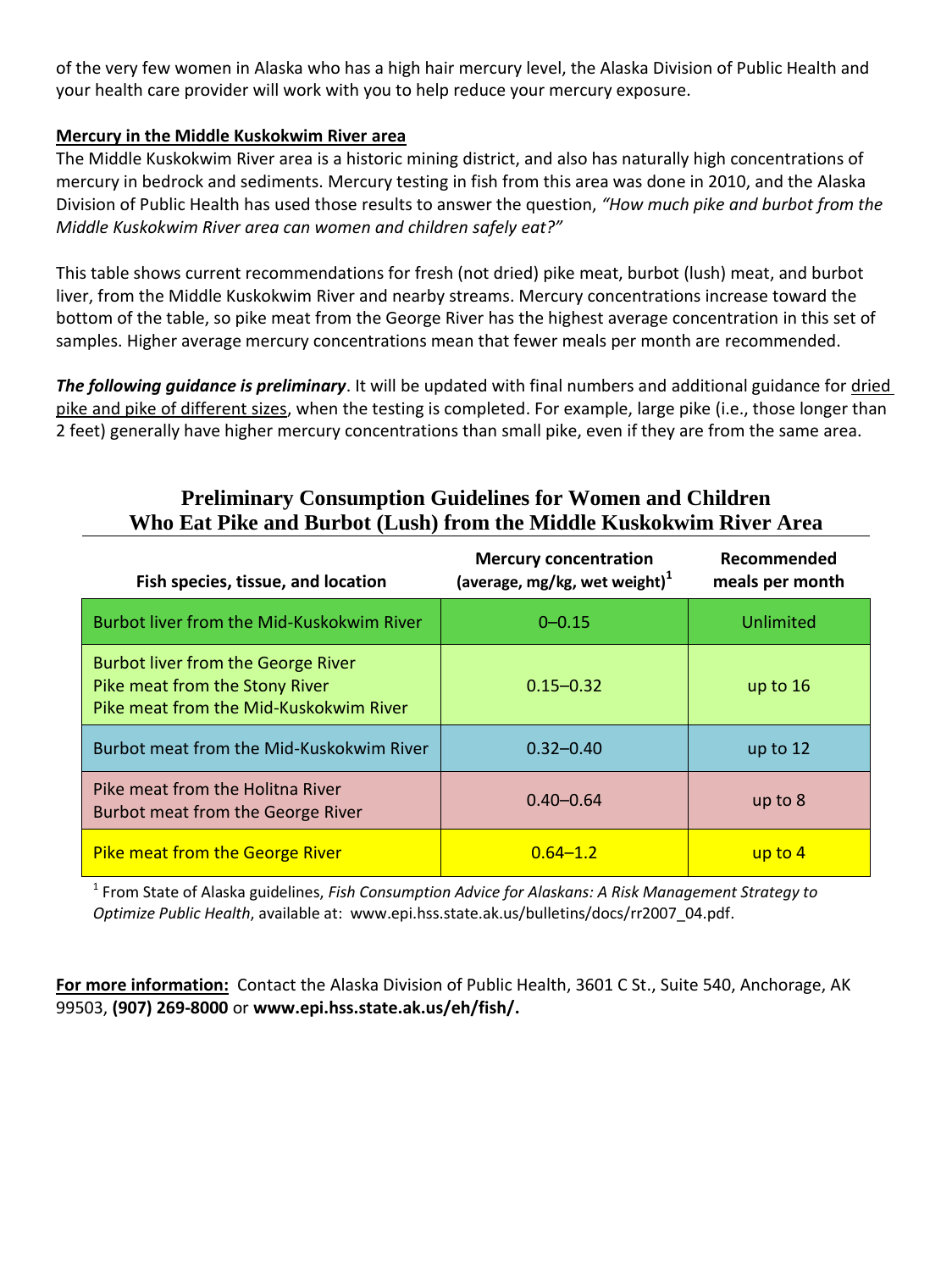of the very few women in Alaska who has a high hair mercury level, the Alaska Division of Public Health and your health care provider will work with you to help reduce your mercury exposure.

**Mercury in the Middle Kuskokwim River area**

The Middle Kuskokwim River area is a historic mining district, and also has naturally high concentrations of mercury in bedrock and sediments. Mercury testing in fish from this area was done in 2010, and the Alaska Division of Public Health has used those results to answer the question, *"How much pike and burbot from the Middle Kuskokwim River area can women and children safely eat?"*

This table shows current recommendations for fresh (not dried) pike meat, burbot (lush) meat, and burbot liver, from the Middle Kuskokwim River and nearby streams. Mercury concentrations increase toward the bottom of the table, so pike meat from the George River has the highest average concentration in this set of samples. Higher average mercury concentrations mean that fewer meals per month are recommended.

***The following guidance is preliminary***. It will be updated with final numbers and additional guidance for dried pike and pike of different sizes, when the testing is completed. For example, large pike (i.e., those longer than 2 feet) generally have higher mercury concentrations than small pike, even if they are from the same area.

## Preliminary Consumption Guidelines for Women and Children Who Eat Pike and Burbot (Lush) from the Middle Kuskokwim River Area

| Fish species, tissue, and location | Mercury concentration (average, mg/kg, wet weight)[1] | Recommended meals per month |
|---|---|---|
| Burbot liver from the Mid-Kuskokwim River | 0–0.15 | Unlimited |
| Burbot liver from the George River<br>Pike meat from the Stony River<br>Pike meat from the Mid-Kuskokwim River | 0.15–0.32 | up to 16 |
| Burbot meat from the Mid-Kuskokwim River | 0.32–0.40 | up to 12 |
| Pike meat from the Holitna River<br>Burbot meat from the George River | 0.40–0.64 | up to 8 |
| Pike meat from the George River | 0.64–1.2 | up to 4 |

[1] From State of Alaska guidelines, *Fish Consumption Advice for Alaskans: A Risk Management Strategy to Optimize Public Health*, available at: www.epi.hss.state.ak.us/bulletins/docs/rr2007_04.pdf.

**For more information:** Contact the Alaska Division of Public Health, 3601 C St., Suite 540, Anchorage, AK 99503, **(907) 269-8000** or **www.epi.hss.state.ak.us/eh/fish/.**